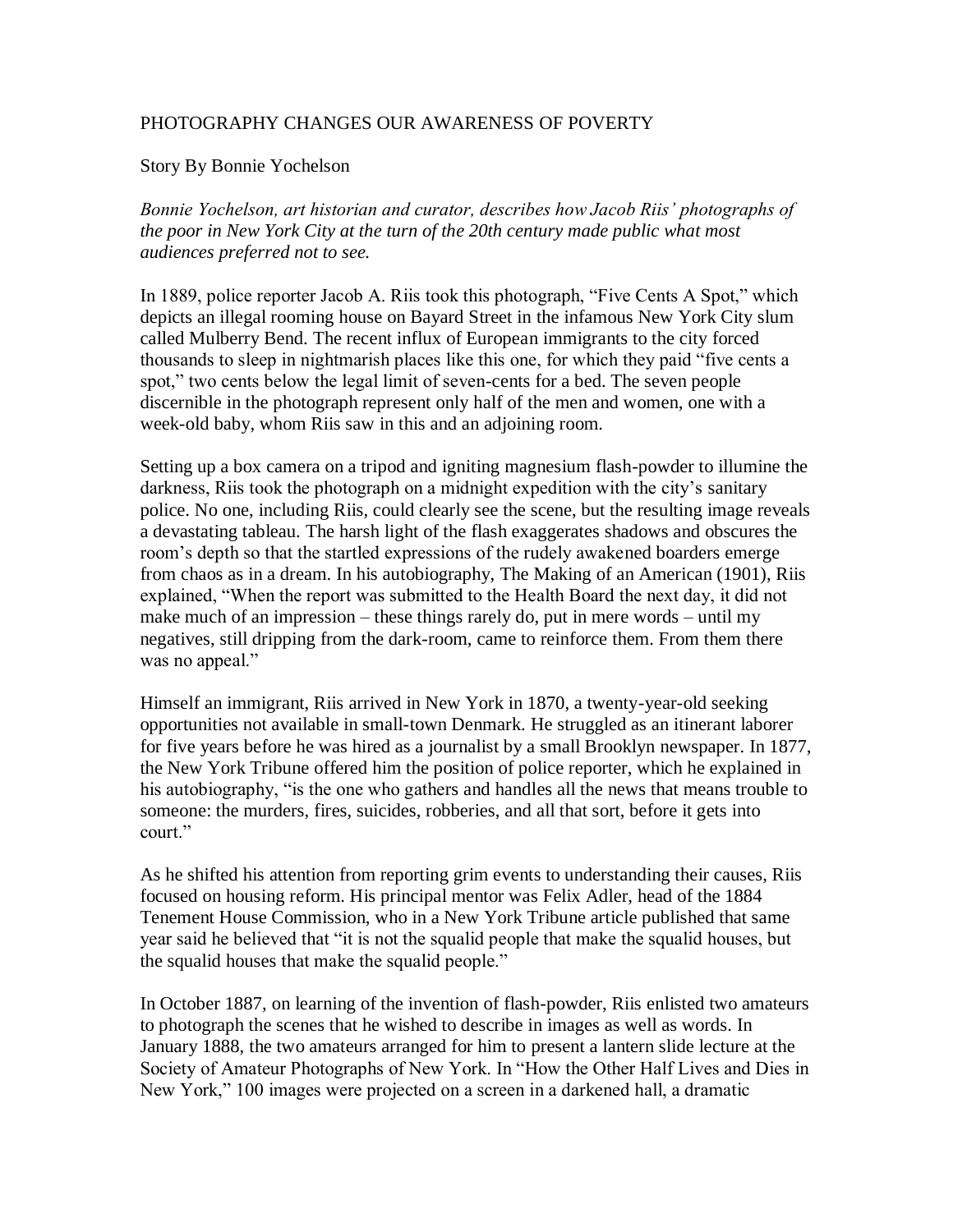# PHOTOGRAPHY CHANGES OUR AWARENESS OF POVERTY

Story By Bonnie Yochelson

*Bonnie Yochelson, art historian and curator, describes how Jacob Riis' photographs of the poor in New York City at the turn of the 20th century made public what most audiences preferred not to see.*

In 1889, police reporter Jacob A. Riis took this photograph, "Five Cents A Spot," which depicts an illegal rooming house on Bayard Street in the infamous New York City slum called Mulberry Bend. The recent influx of European immigrants to the city forced thousands to sleep in nightmarish places like this one, for which they paid "five cents a spot," two cents below the legal limit of seven-cents for a bed. The seven people discernible in the photograph represent only half of the men and women, one with a week-old baby, whom Riis saw in this and an adjoining room.

Setting up a box camera on a tripod and igniting magnesium flash-powder to illumine the darkness, Riis took the photograph on a midnight expedition with the city's sanitary police. No one, including Riis, could clearly see the scene, but the resulting image reveals a devastating tableau. The harsh light of the flash exaggerates shadows and obscures the room's depth so that the startled expressions of the rudely awakened boarders emerge from chaos as in a dream. In his autobiography, The Making of an American (1901), Riis explained, "When the report was submitted to the Health Board the next day, it did not make much of an impression – these things rarely do, put in mere words – until my negatives, still dripping from the dark-room, came to reinforce them. From them there was no appeal."

Himself an immigrant, Riis arrived in New York in 1870, a twenty-year-old seeking opportunities not available in small-town Denmark. He struggled as an itinerant laborer for five years before he was hired as a journalist by a small Brooklyn newspaper. In 1877, the New York Tribune offered him the position of police reporter, which he explained in his autobiography, "is the one who gathers and handles all the news that means trouble to someone: the murders, fires, suicides, robberies, and all that sort, before it gets into court."

As he shifted his attention from reporting grim events to understanding their causes, Riis focused on housing reform. His principal mentor was Felix Adler, head of the 1884 Tenement House Commission, who in a New York Tribune article published that same year said he believed that "it is not the squalid people that make the squalid houses, but the squalid houses that make the squalid people."

In October 1887, on learning of the invention of flash-powder, Riis enlisted two amateurs to photograph the scenes that he wished to describe in images as well as words. In January 1888, the two amateurs arranged for him to present a lantern slide lecture at the Society of Amateur Photographs of New York. In "How the Other Half Lives and Dies in New York," 100 images were projected on a screen in a darkened hall, a dramatic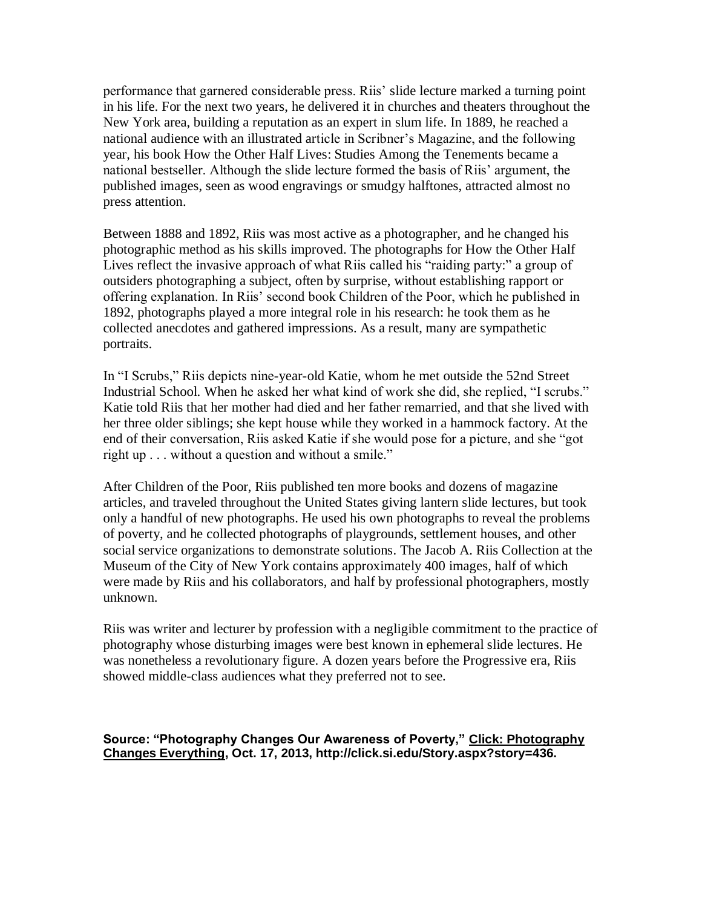performance that garnered considerable press. Riis' slide lecture marked a turning point in his life. For the next two years, he delivered it in churches and theaters throughout the New York area, building a reputation as an expert in slum life. In 1889, he reached a national audience with an illustrated article in Scribner's Magazine, and the following year, his book How the Other Half Lives: Studies Among the Tenements became a national bestseller. Although the slide lecture formed the basis of Riis' argument, the published images, seen as wood engravings or smudgy halftones, attracted almost no press attention.

Between 1888 and 1892, Riis was most active as a photographer, and he changed his photographic method as his skills improved. The photographs for How the Other Half Lives reflect the invasive approach of what Riis called his "raiding party:" a group of outsiders photographing a subject, often by surprise, without establishing rapport or offering explanation. In Riis' second book Children of the Poor, which he published in 1892, photographs played a more integral role in his research: he took them as he collected anecdotes and gathered impressions. As a result, many are sympathetic portraits.

In "I Scrubs," Riis depicts nine-year-old Katie, whom he met outside the 52nd Street Industrial School. When he asked her what kind of work she did, she replied, "I scrubs." Katie told Riis that her mother had died and her father remarried, and that she lived with her three older siblings; she kept house while they worked in a hammock factory. At the end of their conversation, Riis asked Katie if she would pose for a picture, and she "got right up . . . without a question and without a smile."

After Children of the Poor, Riis published ten more books and dozens of magazine articles, and traveled throughout the United States giving lantern slide lectures, but took only a handful of new photographs. He used his own photographs to reveal the problems of poverty, and he collected photographs of playgrounds, settlement houses, and other social service organizations to demonstrate solutions. The Jacob A. Riis Collection at the Museum of the City of New York contains approximately 400 images, half of which were made by Riis and his collaborators, and half by professional photographers, mostly unknown.

Riis was writer and lecturer by profession with a negligible commitment to the practice of photography whose disturbing images were best known in ephemeral slide lectures. He was nonetheless a revolutionary figure. A dozen years before the Progressive era, Riis showed middle-class audiences what they preferred not to see.

**Source: "Photography Changes Our Awareness of Poverty," Click: Photography Changes Everything, Oct. 17, 2013, http://click.si.edu/Story.aspx?story=436.**